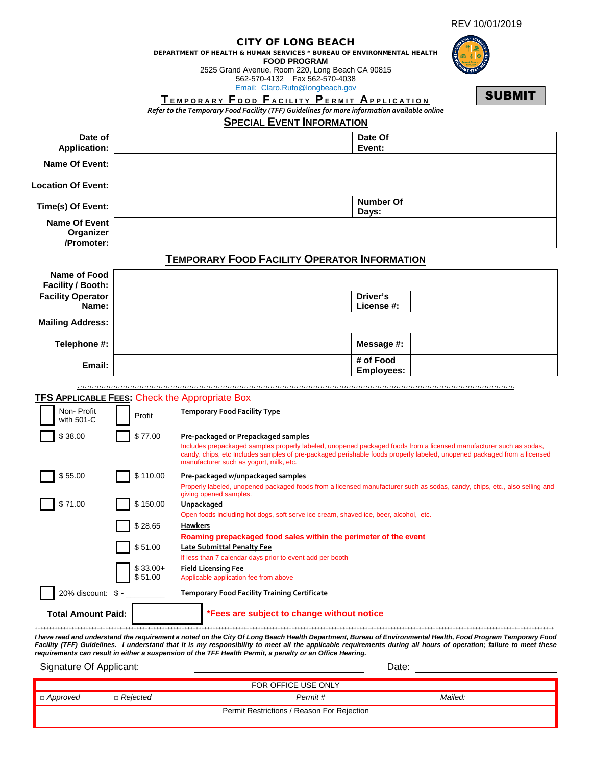REV 10/01/2019

# CITY OF LONG BEACH

**DEPARTMENT OF HEALTH & HUMAN SERVICES * BUREAU OF ENVIRONMENTAL HEALTH**

**FOOD PROGRAM**

2525 Grand Avenue, Room 220, Long Beach CA 90815

562-570-4132 Fax 562-570-4038

Email: Claro.Rufo@longbeach.gov

**SUBMIT**

## TEMPORARY FOOD FACILITY PERMIT APPLICATION

*Refer to the Temporary Food Facility (TFF) Guidelines for more information available online*

## SPECIAL EVENT INFORMATION

| | | | |
|---|---|---|---|
| **Date of Application:** | | **Date Of Event:** | |
| **Name Of Event:** | | | |
| **Location Of Event:** | | | |
| **Time(s) Of Event:** | | **Number Of Days:** | |
| **Name Of Event Organizer /Promoter:** | | | |

## TEMPORARY FOOD FACILITY OPERATOR INFORMATION

| | | | |
|---|---|---|---|
| **Name of Food Facility / Booth:** | | | |
| **Facility Operator Name:** | | **Driver's License #:** | |
| **Mailing Address:** | | | |
| **Telephone #:** | | **Message #:** | |
| **Email:** | | **# of Food Employees:** | |

## TFS APPLICABLE FEES: Check the Appropriate Box

| Non- Profit with 501-C | Profit | Temporary Food Facility Type |
|---|---|---|
| ☐ $ 38.00 | ☐ $ 77.00 | **Pre-packaged or Prepackaged samples** Includes prepackaged samples properly labeled, unopened packaged foods from a licensed manufacturer such as sodas, candy, chips, etc Includes samples of pre-packaged perishable foods properly labeled, unopened packaged from a licensed manufacturer such as yogurt, milk, etc. |
| ☐ $ 55.00 | ☐ $ 110.00 | **Pre-packaged w/unpackaged samples** Properly labeled, unopened packaged foods from a licensed manufacturer such as sodas, candy, chips, etc., also selling and giving opened samples. |
| ☐ $ 71.00 | ☐ $ 150.00 | **Unpackaged** Open foods including hot dogs, soft serve ice cream, shaved ice, beer, alcohol, etc. |
| | ☐ $ 28.65 | **Hawkers** Roaming prepackaged food sales within the perimeter of the event |
| | ☐ $ 51.00 | **Late Submittal Penalty Fee** If less than 7 calendar days prior to event add per booth |
| | ☐ $ 33.00+ $ 51.00 | **Field Licensing Fee** Applicable application fee from above |
| ☐ 20% discount: $ - ________ | | **Temporary Food Facility Training Certificate** |

**Total Amount Paid:** ____________ ***Fees are subject to change without notice**

***I have read and understand the requirement a noted on the City Of Long Beach Health Department, Bureau of Environmental Health, Food Program Temporary Food Facility (TFF) Guidelines. I understand that it is my responsibility to meet all the applicable requirements during all hours of operation; failure to meet these requirements can result in either a suspension of the TFF Health Permit, a penalty or an Office Hearing.***

Signature Of Applicant: ______________________ Date: ______________________

| FOR OFFICE USE ONLY | | | |
|---|---|---|---|
| □ *Approved* | □ *Rejected* | *Permit #* ____________ | *Mailed:* ____________ |
| Permit Restrictions / Reason For Rejection | | | |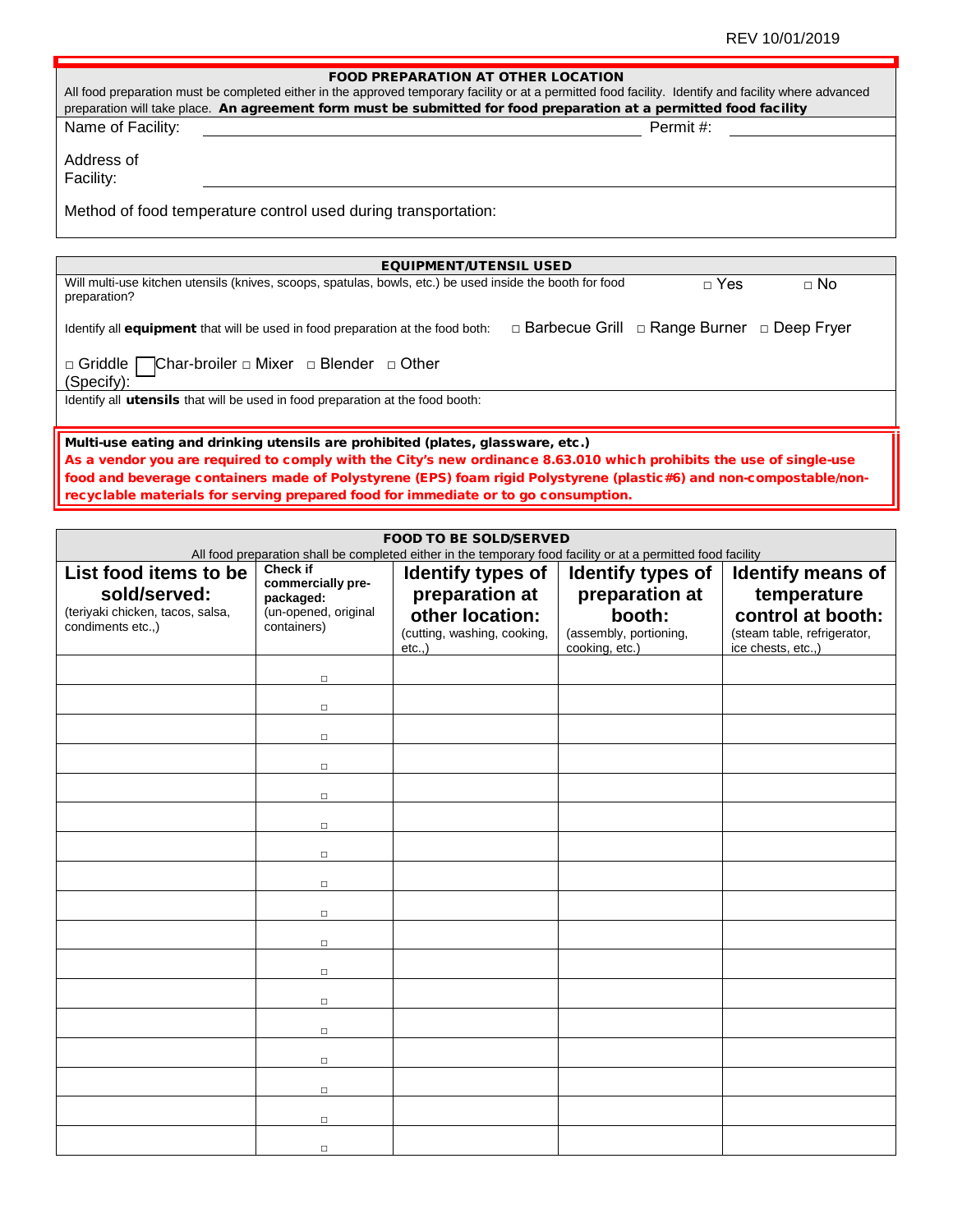REV 10/01/2019

## FOOD PREPARATION AT OTHER LOCATION

All food preparation must be completed either in the approved temporary facility or at a permitted food facility. Identify and facility where advanced preparation will take place. **An agreement form must be submitted for food preparation at a permitted food facility**

Name of Facility: ______________________________ Permit #: ______________

Address of Facility: ______________________________

Method of food temperature control used during transportation:

## EQUIPMENT/UTENSIL USED

Will multi-use kitchen utensils (knives, scoops, spatulas, bowls, etc.) be used inside the booth for food preparation? □ Yes □ No

Identify all **equipment** that will be used in food preparation at the food both: □ Barbecue Grill □ Range Burner □ Deep Fryer

□ Griddle □ Char-broiler □ Mixer □ Blender □ Other (Specify):

Identify all **utensils** that will be used in food preparation at the food booth:

**Multi-use eating and drinking utensils are prohibited (plates, glassware, etc.)**

**As a vendor you are required to comply with the City's new ordinance 8.63.010 which prohibits the use of single-use food and beverage containers made of Polystyrene (EPS) foam rigid Polystyrene (plastic #6) and non-compostable/non-recyclable materials for serving prepared food for immediate or to go consumption.**

## FOOD TO BE SOLD/SERVED

All food preparation shall be completed either in the temporary food facility or at a permitted food facility

| **List food items to be sold/served:** (teriyaki chicken, tacos, salsa, condiments etc.,) | **Check if commercially pre-packaged:** (un-opened, original containers) | **Identify types of preparation at other location:** (cutting, washing, cooking, etc.,) | **Identify types of preparation at booth:** (assembly, portioning, cooking, etc.) | **Identify means of temperature control at booth:** (steam table, refrigerator, ice chests, etc.,) |
|---|---|---|---|---|
| | □ | | | |
| | □ | | | |
| | □ | | | |
| | □ | | | |
| | □ | | | |
| | □ | | | |
| | □ | | | |
| | □ | | | |
| | □ | | | |
| | □ | | | |
| | □ | | | |
| | □ | | | |
| | □ | | | |
| | □ | | | |
| | □ | | | |
| | □ | | | |
| | □ | | | |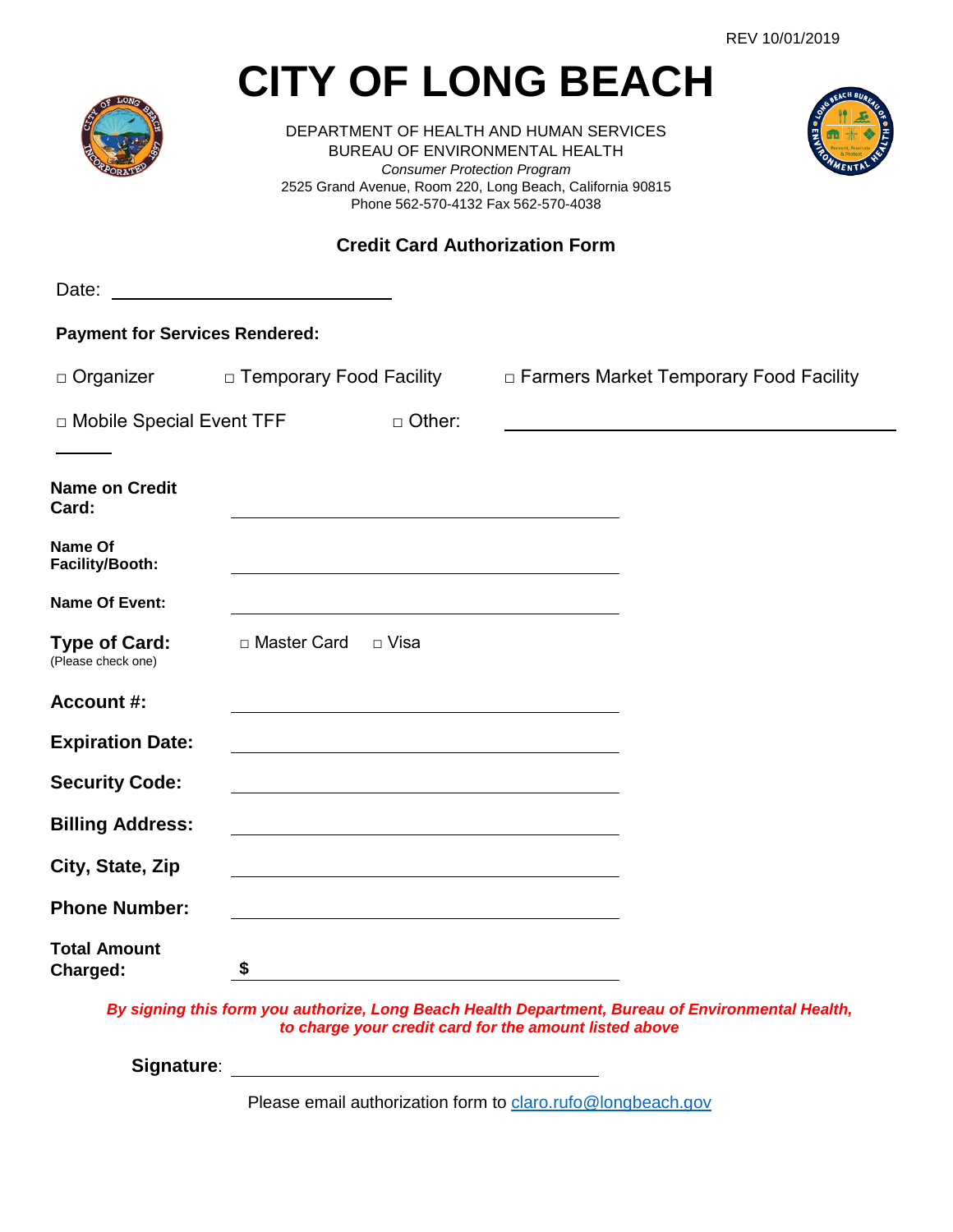REV 10/01/2019

# CITY OF LONG BEACH

DEPARTMENT OF HEALTH AND HUMAN SERVICES
BUREAU OF ENVIRONMENTAL HEALTH
*Consumer Protection Program*
2525 Grand Avenue, Room 220, Long Beach, California 90815
Phone 562-570-4132 Fax 562-570-4038

## Credit Card Authorization Form

Date: ______________________

**Payment for Services Rendered:**

□ Organizer □ Temporary Food Facility □ Farmers Market Temporary Food Facility

□ Mobile Special Event TFF □ Other: ______________________________

**Name on Credit Card:** ______________________________

**Name Of Facility/Booth:** ______________________________

**Name Of Event:** ______________________________

**Type of Card:** □ Master Card □ Visa
(Please check one)

**Account #:** ______________________________

**Expiration Date:** ______________________________

**Security Code:** ______________________________

**Billing Address:** ______________________________

**City, State, Zip** ______________________________

**Phone Number:** ______________________________

**Total Amount Charged:** **$** ______________________________

***By signing this form you authorize, Long Beach Health Department, Bureau of Environmental Health, to charge your credit card for the amount listed above***

**Signature**: ______________________________

Please email authorization form to claro.rufo@longbeach.gov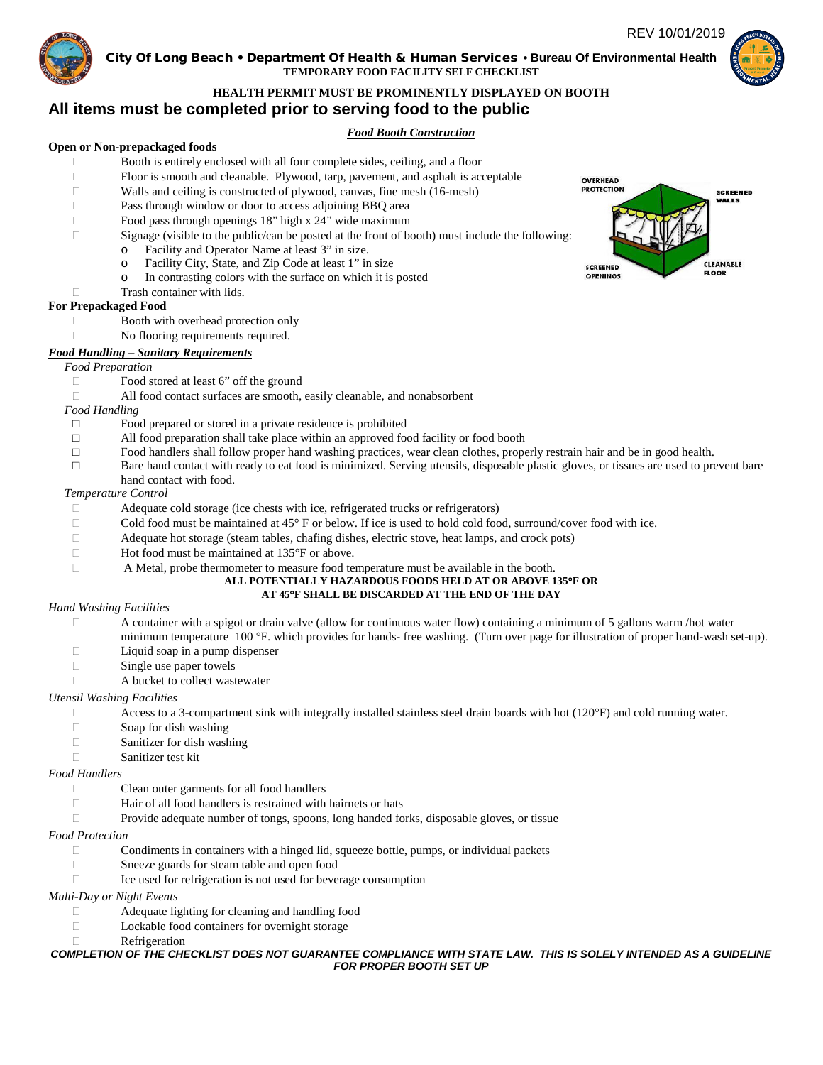REV 10/01/2019

**City Of Long Beach • Department Of Health & Human Services • Bureau Of Environmental Health**
**TEMPORARY FOOD FACILITY SELF CHECKLIST**

**HEALTH PERMIT MUST BE PROMINENTLY DISPLAYED ON BOOTH**

# All items must be completed prior to serving food to the public

***Food Booth Construction***

**Open or Non-prepackaged foods**

- ☐ Booth is entirely enclosed with all four complete sides, ceiling, and a floor
- ☐ Floor is smooth and cleanable. Plywood, tarp, pavement, and asphalt is acceptable
- ☐ Walls and ceiling is constructed of plywood, canvas, fine mesh (16-mesh)
- ☐ Pass through window or door to access adjoining BBQ area
- ☐ Food pass through openings 18" high x 24" wide maximum
- ☐ Signage (visible to the public/can be posted at the front of booth) must include the following:
  - o Facility and Operator Name at least 3" in size.
  - o Facility City, State, and Zip Code at least 1" in size
  - o In contrasting colors with the surface on which it is posted
- ☐ Trash container with lids.

OVERHEAD PROTECTION SCREENED WALLS SCREENED OPENINGS CLEANABLE FLOOR

**For Prepackaged Food**

- ☐ Booth with overhead protection only
- ☐ No flooring requirements required.

***Food Handling – Sanitary Requirements***

*Food Preparation*

- ☐ Food stored at least 6" off the ground
- ☐ All food contact surfaces are smooth, easily cleanable, and nonabsorbent

*Food Handling*

- ☐ Food prepared or stored in a private residence is prohibited
- ☐ All food preparation shall take place within an approved food facility or food booth
- ☐ Food handlers shall follow proper hand washing practices, wear clean clothes, properly restrain hair and be in good health.
- ☐ Bare hand contact with ready to eat food is minimized. Serving utensils, disposable plastic gloves, or tissues are used to prevent bare hand contact with food.

*Temperature Control*

- ☐ Adequate cold storage (ice chests with ice, refrigerated trucks or refrigerators)
- ☐ Cold food must be maintained at 45° F or below. If ice is used to hold cold food, surround/cover food with ice.
- ☐ Adequate hot storage (steam tables, chafing dishes, electric stove, heat lamps, and crock pots)
- ☐ Hot food must be maintained at 135°F or above.
- ☐ A Metal, probe thermometer to measure food temperature must be available in the booth.

**ALL POTENTIALLY HAZARDOUS FOODS HELD AT OR ABOVE 135°F OR AT 45°F SHALL BE DISCARDED AT THE END OF THE DAY**

*Hand Washing Facilities*

- ☐ A container with a spigot or drain valve (allow for continuous water flow) containing a minimum of 5 gallons warm /hot water minimum temperature 100 °F. which provides for hands- free washing. (Turn over page for illustration of proper hand-wash set-up).
- ☐ Liquid soap in a pump dispenser
- ☐ Single use paper towels
- ☐ A bucket to collect wastewater

*Utensil Washing Facilities*

- ☐ Access to a 3-compartment sink with integrally installed stainless steel drain boards with hot (120°F) and cold running water.
- ☐ Soap for dish washing
- ☐ Sanitizer for dish washing
- ☐ Sanitizer test kit

*Food Handlers*

- ☐ Clean outer garments for all food handlers
- ☐ Hair of all food handlers is restrained with hairnets or hats
- ☐ Provide adequate number of tongs, spoons, long handed forks, disposable gloves, or tissue

*Food Protection*

- ☐ Condiments in containers with a hinged lid, squeeze bottle, pumps, or individual packets
- ☐ Sneeze guards for steam table and open food
- ☐ Ice used for refrigeration is not used for beverage consumption

*Multi-Day or Night Events*

- ☐ Adequate lighting for cleaning and handling food
- ☐ Lockable food containers for overnight storage
- ☐ Refrigeration

***COMPLETION OF THE CHECKLIST DOES NOT GUARANTEE COMPLIANCE WITH STATE LAW. THIS IS SOLELY INTENDED AS A GUIDELINE FOR PROPER BOOTH SET UP***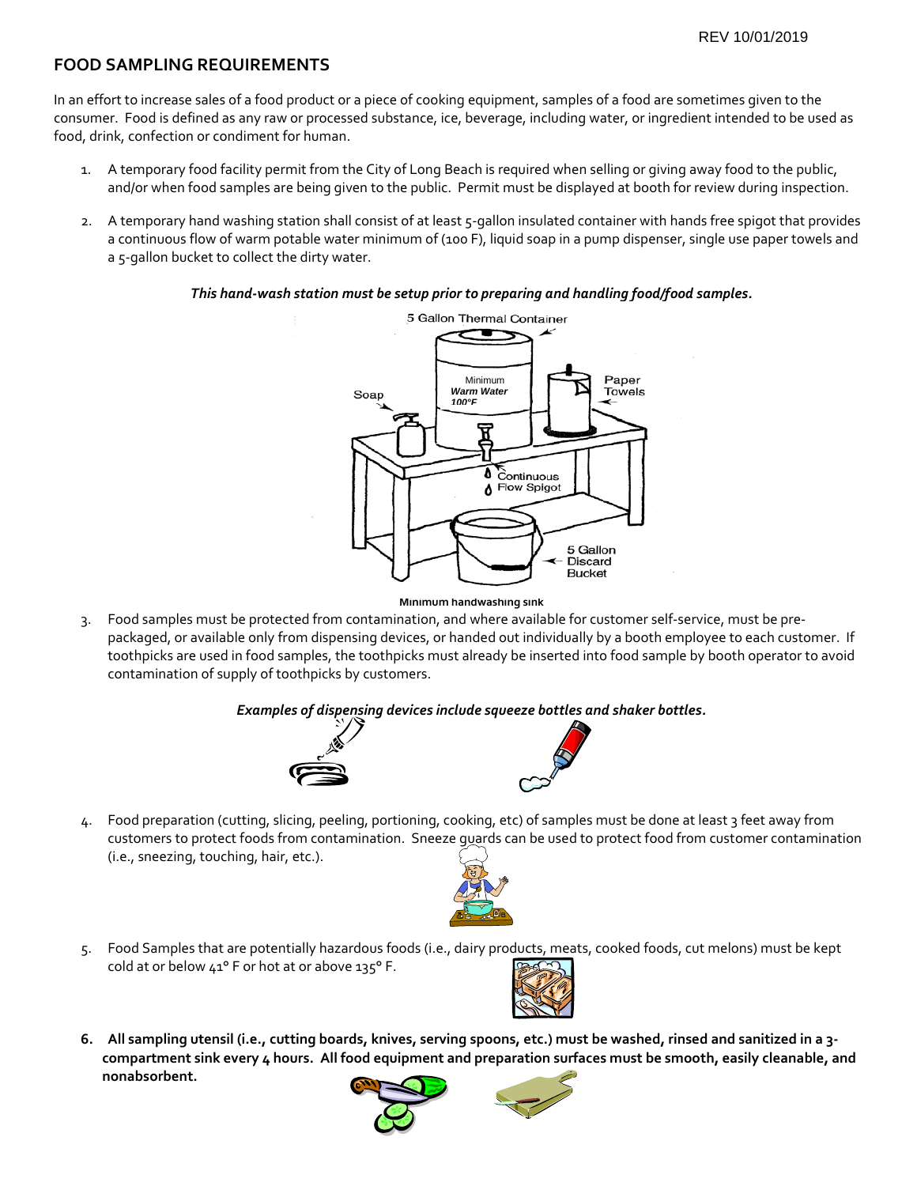## FOOD SAMPLING REQUIREMENTS

In an effort to increase sales of a food product or a piece of cooking equipment, samples of a food are sometimes given to the consumer. Food is defined as any raw or processed substance, ice, beverage, including water, or ingredient intended to be used as food, drink, confection or condiment for human.

1. A temporary food facility permit from the City of Long Beach is required when selling or giving away food to the public, and/or when food samples are being given to the public. Permit must be displayed at booth for review during inspection.

2. A temporary hand washing station shall consist of at least 5-gallon insulated container with hands free spigot that provides a continuous flow of warm potable water minimum of (100 F), liquid soap in a pump dispenser, single use paper towels and a 5-gallon bucket to collect the dirty water.

   ***This hand-wash station must be setup prior to preparing and handling food/food samples.***

   5 Gallon Thermal Container
   Minimum Warm Water 100°F
   Soap
   Paper Towels
   Continuous Flow Spigot
   5 Gallon Discard Bucket

   Minimum handwashing sink

3. Food samples must be protected from contamination, and where available for customer self-service, must be pre-packaged, or available only from dispensing devices, or handed out individually by a booth employee to each customer. If toothpicks are used in food samples, the toothpicks must already be inserted into food sample by booth operator to avoid contamination of supply of toothpicks by customers.

   ***Examples of dispensing devices include squeeze bottles and shaker bottles.***

4. Food preparation (cutting, slicing, peeling, portioning, cooking, etc) of samples must be done at least 3 feet away from customers to protect foods from contamination. Sneeze guards can be used to protect food from customer contamination (i.e., sneezing, touching, hair, etc.).

5. Food Samples that are potentially hazardous foods (i.e., dairy products, meats, cooked foods, cut melons) must be kept cold at or below 41° F or hot at or above 135° F.

6. **All sampling utensil (i.e., cutting boards, knives, serving spoons, etc.) must be washed, rinsed and sanitized in a 3-compartment sink every 4 hours. All food equipment and preparation surfaces must be smooth, easily cleanable, and nonabsorbent.**